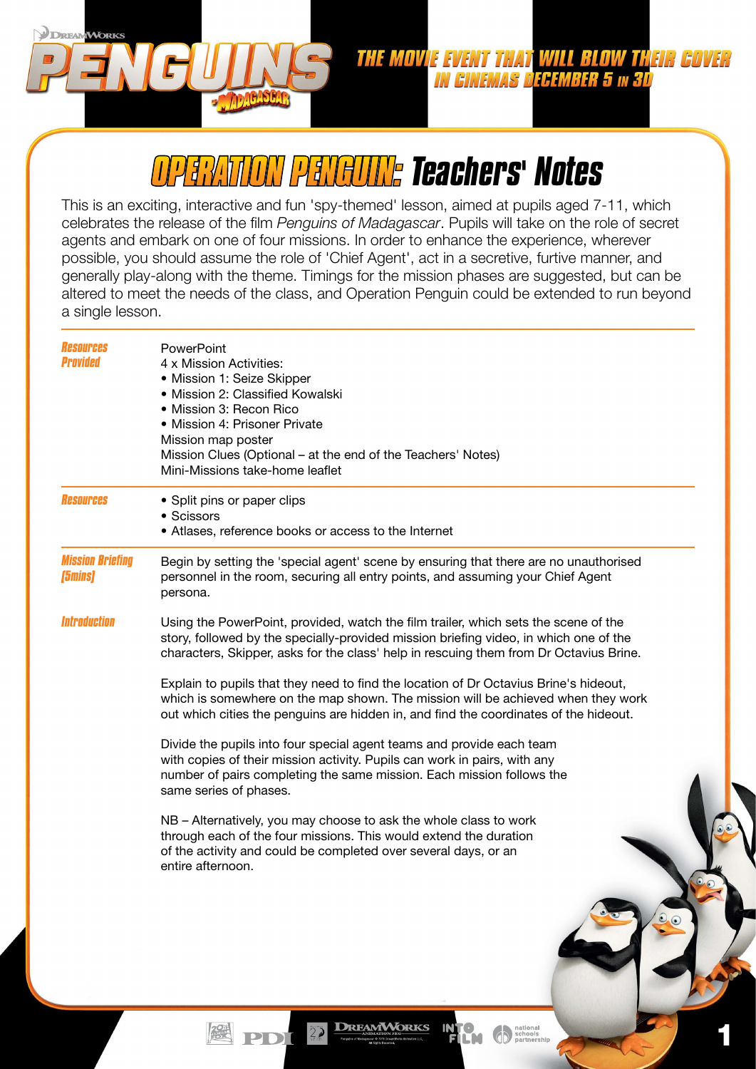# OPERATION PENGUIN: Teachers' Notes

This is an exciting, interactive and fun 'spy-themed' lesson, aimed at pupils aged 7-11, which celebrates the release of the film *Penguins of Madagascar*. Pupils will take on the role of secret agents and embark on one of four missions. In order to enhance the experience, wherever possible, you should assume the role of 'Chief Agent', act in a secretive, furtive manner, and generally play-along with the theme. Timings for the mission phases are suggested, but can be altered to meet the needs of the class, and Operation Penguin could be extended to run beyond a single lesson.

**Resources Provided**

PowerPoint
4 x Mission Activities:
- Mission 1: Seize Skipper
- Mission 2: Classified Kowalski
- Mission 3: Recon Rico
- Mission 4: Prisoner Private

Mission map poster
Mission Clues (Optional – at the end of the Teachers' Notes)
Mini-Missions take-home leaflet

**Resources**

- Split pins or paper clips
- Scissors
- Atlases, reference books or access to the Internet

**Mission Briefing (5mins)**

Begin by setting the 'special agent' scene by ensuring that there are no unauthorised personnel in the room, securing all entry points, and assuming your Chief Agent persona.

**Introduction**

Using the PowerPoint, provided, watch the film trailer, which sets the scene of the story, followed by the specially-provided mission briefing video, in which one of the characters, Skipper, asks for the class' help in rescuing them from Dr Octavius Brine.

Explain to pupils that they need to find the location of Dr Octavius Brine's hideout, which is somewhere on the map shown. The mission will be achieved when they work out which cities the penguins are hidden in, and find the coordinates of the hideout.

Divide the pupils into four special agent teams and provide each team with copies of their mission activity. Pupils can work in pairs, with any number of pairs completing the same mission. Each mission follows the same series of phases.

NB – Alternatively, you may choose to ask the whole class to work through each of the four missions. This would extend the duration of the activity and could be completed over several days, or an entire afternoon.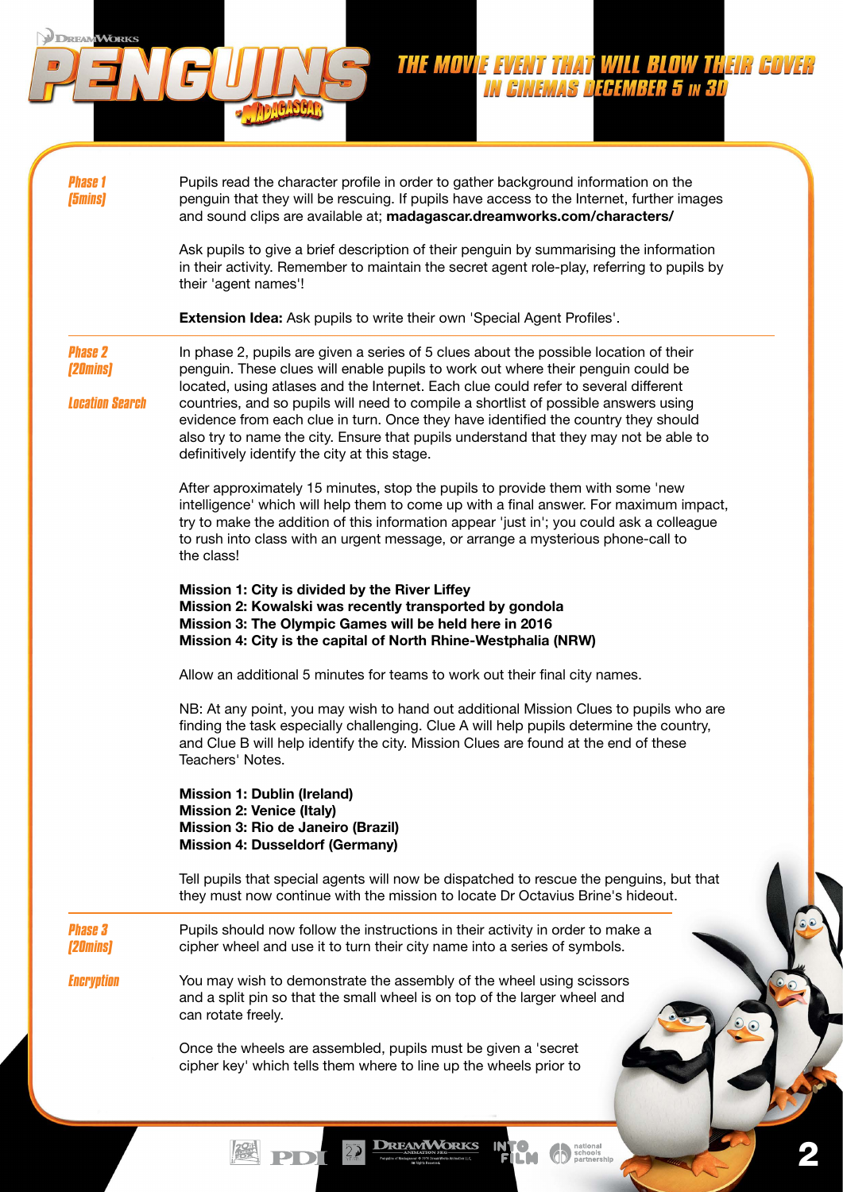**Phase 1**
**[5mins]**

Pupils read the character profile in order to gather background information on the penguin that they will be rescuing. If pupils have access to the Internet, further images and sound clips are available at; **madagascar.dreamworks.com/characters/**

Ask pupils to give a brief description of their penguin by summarising the information in their activity. Remember to maintain the secret agent role-play, referring to pupils by their 'agent names'!

**Extension Idea:** Ask pupils to write their own 'Special Agent Profiles'.

---

**Phase 2**
**[20mins]**

**Location Search**

In phase 2, pupils are given a series of 5 clues about the possible location of their penguin. These clues will enable pupils to work out where their penguin could be located, using atlases and the Internet. Each clue could refer to several different countries, and so pupils will need to compile a shortlist of possible answers using evidence from each clue in turn. Once they have identified the country they should also try to name the city. Ensure that pupils understand that they may not be able to definitively identify the city at this stage.

After approximately 15 minutes, stop the pupils to provide them with some 'new intelligence' which will help them to come up with a final answer. For maximum impact, try to make the addition of this information appear 'just in'; you could ask a colleague to rush into class with an urgent message, or arrange a mysterious phone-call to the class!

**Mission 1: City is divided by the River Liffey**
**Mission 2: Kowalski was recently transported by gondola**
**Mission 3: The Olympic Games will be held here in 2016**
**Mission 4: City is the capital of North Rhine-Westphalia (NRW)**

Allow an additional 5 minutes for teams to work out their final city names.

NB: At any point, you may wish to hand out additional Mission Clues to pupils who are finding the task especially challenging. Clue A will help pupils determine the country, and Clue B will help identify the city. Mission Clues are found at the end of these Teachers' Notes.

**Mission 1: Dublin (Ireland)**
**Mission 2: Venice (Italy)**
**Mission 3: Rio de Janeiro (Brazil)**
**Mission 4: Dusseldorf (Germany)**

Tell pupils that special agents will now be dispatched to rescue the penguins, but that they must now continue with the mission to locate Dr Octavius Brine's hideout.

---

**Phase 3**
**[20mins]**

**Encryption**

Pupils should now follow the instructions in their activity in order to make a cipher wheel and use it to turn their city name into a series of symbols.

You may wish to demonstrate the assembly of the wheel using scissors and a split pin so that the small wheel is on top of the larger wheel and can rotate freely.

Once the wheels are assembled, pupils must be given a 'secret cipher key' which tells them where to line up the wheels prior to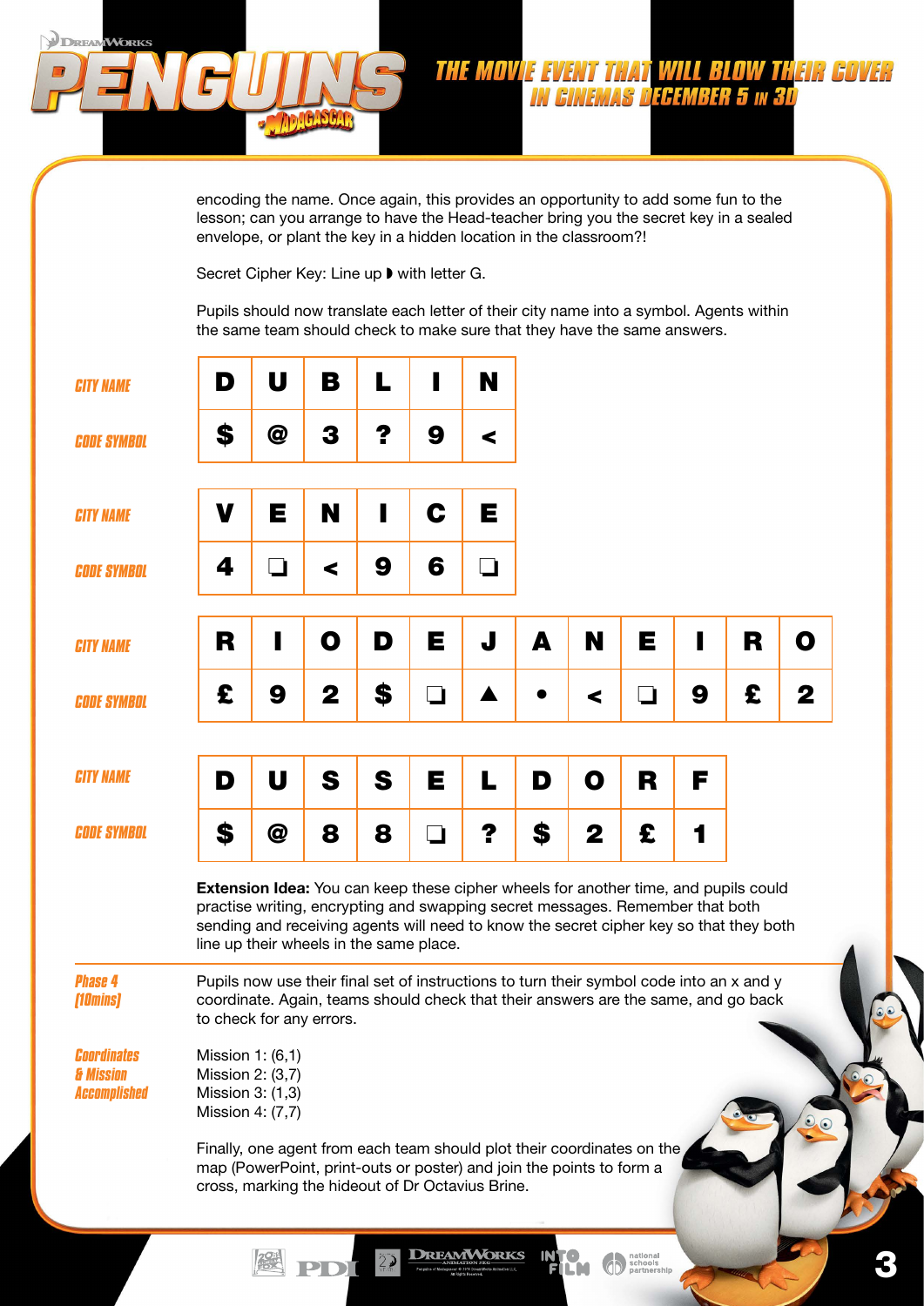encoding the name. Once again, this provides an opportunity to add some fun to the lesson; can you arrange to have the Head-teacher bring you the secret key in a sealed envelope, or plant the key in a hidden location in the classroom?!

Secret Cipher Key: Line up ◗ with letter G.

Pupils should now translate each letter of their city name into a symbol. Agents within the same team should check to make sure that they have the same answers.

| CITY NAME | D | U | B | L | I | N |
|---|---|---|---|---|---|---|
| CODE SYMBOL | $ | @ | 3 | ? | 9 | < |

| CITY NAME | V | E | N | I | C | E |
|---|---|---|---|---|---|---|
| CODE SYMBOL | 4 | ❏ | < | 9 | 6 | ❏ |

| CITY NAME | R | I | O | D | E | J | A | N | E | I | R | O |
|---|---|---|---|---|---|---|---|---|---|---|---|---|
| CODE SYMBOL | £ | 9 | 2 | $ | ❏ | ▲ | • | < | ❏ | 9 | £ | 2 |

| CITY NAME | D | U | S | S | E | L | D | O | R | F |
|---|---|---|---|---|---|---|---|---|---|---|
| CODE SYMBOL | $ | @ | 8 | 8 | ❏ | ? | $ | 2 | £ | 1 |

**Extension Idea:** You can keep these cipher wheels for another time, and pupils could practise writing, encrypting and swapping secret messages. Remember that both sending and receiving agents will need to know the secret cipher key so that they both line up their wheels in the same place.

### Phase 4 [10mins]

Pupils now use their final set of instructions to turn their symbol code into an x and y coordinate. Again, teams should check that their answers are the same, and go back to check for any errors.

### Coordinates & Mission Accomplished

Mission 1: (6,1)
Mission 2: (3,7)
Mission 3: (1,3)
Mission 4: (7,7)

Finally, one agent from each team should plot their coordinates on the map (PowerPoint, print-outs or poster) and join the points to form a cross, marking the hideout of Dr Octavius Brine.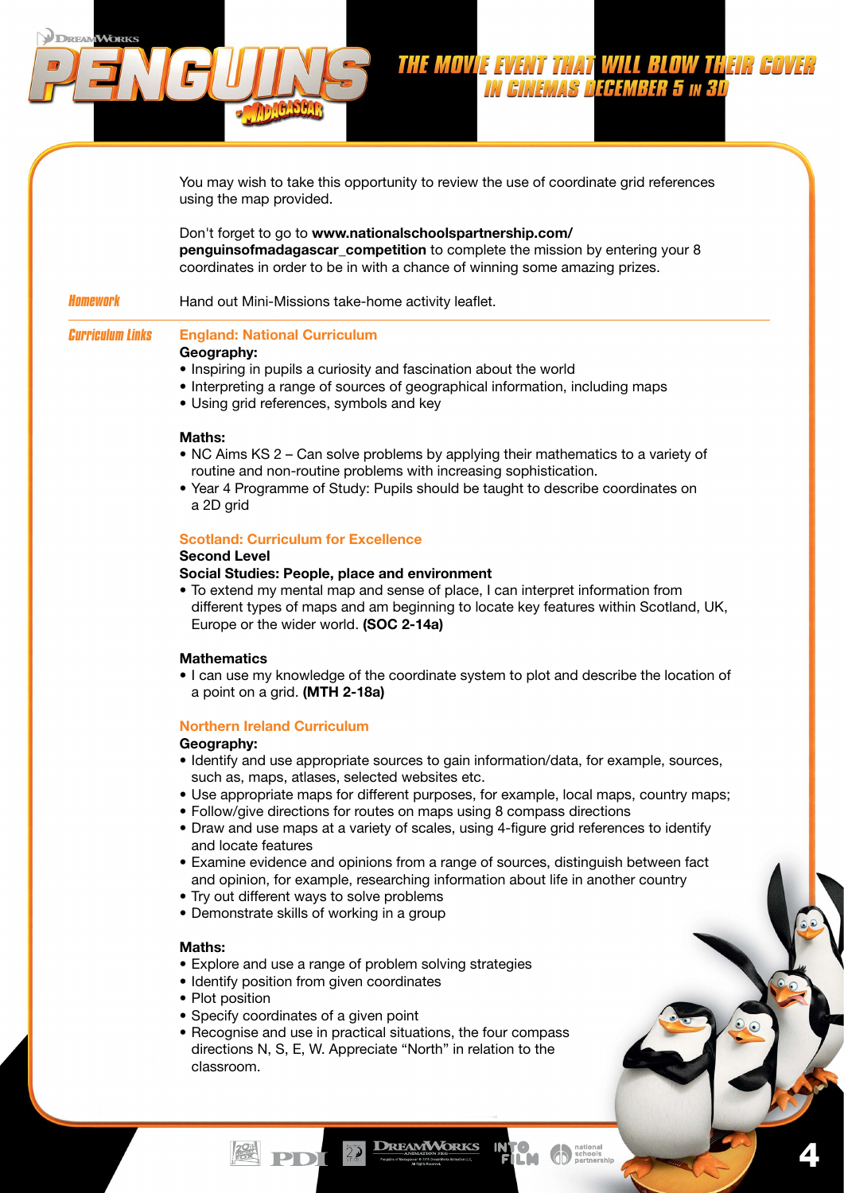You may wish to take this opportunity to review the use of coordinate grid references using the map provided.

Don't forget to go to **www.nationalschoolspartnership.com/ penguinsofmadagascar_competition** to complete the mission by entering your 8 coordinates in order to be in with a chance of winning some amazing prizes.

**Homework**

Hand out Mini-Missions take-home activity leaflet.

**Curriculum Links**

### England: National Curriculum

**Geography:**

- Inspiring in pupils a curiosity and fascination about the world
- Interpreting a range of sources of geographical information, including maps
- Using grid references, symbols and key

**Maths:**

- NC Aims KS 2 – Can solve problems by applying their mathematics to a variety of routine and non-routine problems with increasing sophistication.
- Year 4 Programme of Study: Pupils should be taught to describe coordinates on a 2D grid

### Scotland: Curriculum for Excellence

**Second Level**

**Social Studies: People, place and environment**

- To extend my mental map and sense of place, I can interpret information from different types of maps and am beginning to locate key features within Scotland, UK, Europe or the wider world. **(SOC 2-14a)**

**Mathematics**

- I can use my knowledge of the coordinate system to plot and describe the location of a point on a grid. **(MTH 2-18a)**

### Northern Ireland Curriculum

**Geography:**

- Identify and use appropriate sources to gain information/data, for example, sources, such as, maps, atlases, selected websites etc.
- Use appropriate maps for different purposes, for example, local maps, country maps;
- Follow/give directions for routes on maps using 8 compass directions
- Draw and use maps at a variety of scales, using 4-figure grid references to identify and locate features
- Examine evidence and opinions from a range of sources, distinguish between fact and opinion, for example, researching information about life in another country
- Try out different ways to solve problems
- Demonstrate skills of working in a group

**Maths:**

- Explore and use a range of problem solving strategies
- Identify position from given coordinates
- Plot position
- Specify coordinates of a given point
- Recognise and use in practical situations, the four compass directions N, S, E, W. Appreciate "North" in relation to the classroom.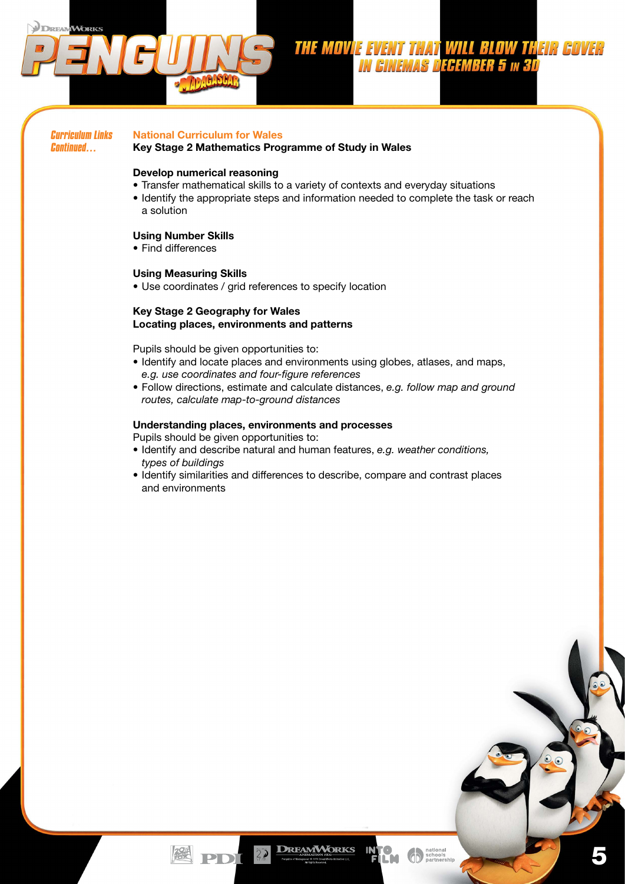*Curriculum Links Continued…*

## National Curriculum for Wales

**Key Stage 2 Mathematics Programme of Study in Wales**

**Develop numerical reasoning**

- Transfer mathematical skills to a variety of contexts and everyday situations
- Identify the appropriate steps and information needed to complete the task or reach a solution

**Using Number Skills**

- Find differences

**Using Measuring Skills**

- Use coordinates / grid references to specify location

**Key Stage 2 Geography for Wales**
**Locating places, environments and patterns**

Pupils should be given opportunities to:

- Identify and locate places and environments using globes, atlases, and maps, *e.g. use coordinates and four-figure references*
- Follow directions, estimate and calculate distances, *e.g. follow map and ground routes, calculate map-to-ground distances*

**Understanding places, environments and processes**

Pupils should be given opportunities to:

- Identify and describe natural and human features, *e.g. weather conditions, types of buildings*
- Identify similarities and differences to describe, compare and contrast places and environments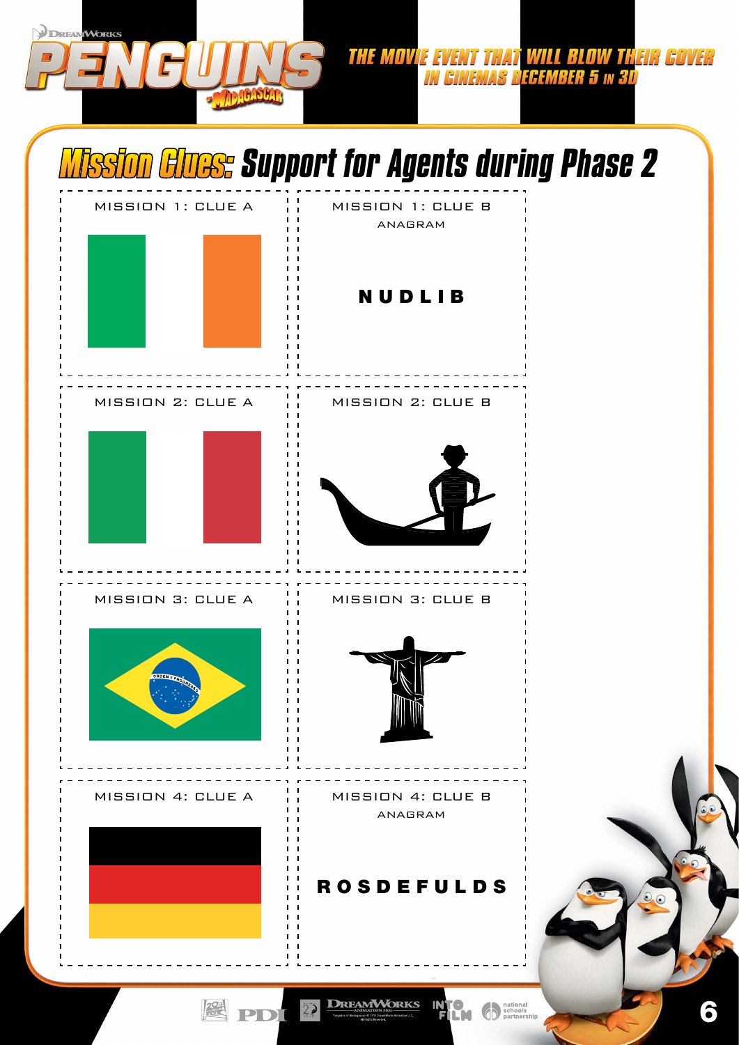THE MOVIE EVENT THAT WILL BLOW THEIR COVER
IN CINEMAS DECEMBER 5 IN 3D

# Mission Clues: Support for Agents during Phase 2

MISSION 1: CLUE A

MISSION 1: CLUE B

ANAGRAM

**NUDLIB**

MISSION 2: CLUE A

MISSION 2: CLUE B

MISSION 3: CLUE A

ORDEM E PROGRESSO

MISSION 3: CLUE B

MISSION 4: CLUE A

MISSION 4: CLUE B

ANAGRAM

**ROSDEFULDS**